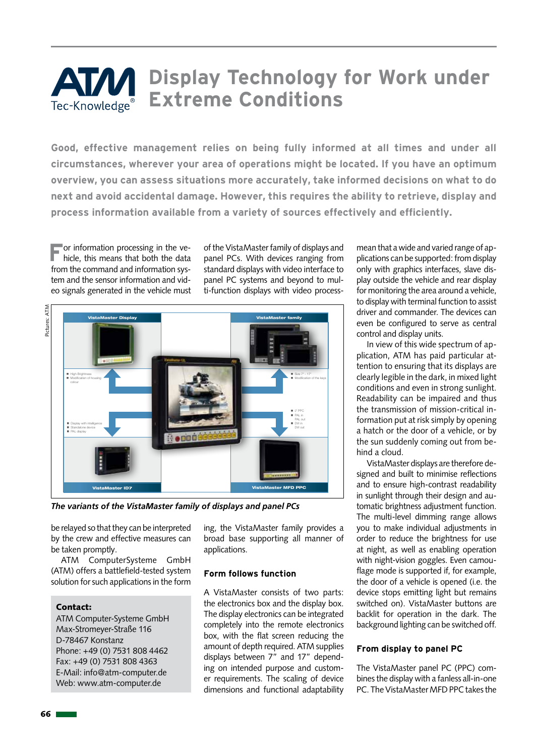# Display Technology for Work under Extreme Conditions

**Good, effective management relies on being fully informed at all times and under all circumstances, wherever your area of operations might be located. If you have an optimum overview, you can assess situations more accurately, take informed decisions on what to do next and avoid accidental damage. However, this requires the ability to retrieve, display and process information available from a variety of sources effectively and efficiently.**

For information processing in the vehicle, this means that both the data from the command and information system and the sensor information and video signals generated in the vehicle must be relayed so that they can be interpreted by the crew and effective measures can be taken promptly.

ATM ComputerSysteme GmbH (ATM) offers a battlefield-tested system solution for such applications in the form of the VistaMaster family of displays and panel PCs. With devices ranging from standard displays with video interface to panel PC systems and beyond to multi-function displays with video processing, the VistaMaster family provides a broad base supporting all manner of applications.

*The variants of the VistaMaster family of displays and panel PCs*

**Contact:**
ATM Computer-Systeme GmbH
Max-Stromeyer-Straße 116
D-78467 Konstanz
Phone: +49 (0) 7531 808 4462
Fax: +49 (0) 7531 808 4363
E-Mail: info@atm-computer.de
Web: www.atm-computer.de

## Form follows function

A VistaMaster consists of two parts: the electronics box and the display box. The display electronics can be integrated completely into the remote electronics box, with the flat screen reducing the amount of depth required. ATM supplies displays between 7" and 17" depending on intended purpose and customer requirements. The scaling of device dimensions and functional adaptability mean that a wide and varied range of applications can be supported: from display only with graphics interfaces, slave display outside the vehicle and rear display for monitoring the area around a vehicle, to display with terminal function to assist driver and commander. The devices can even be configured to serve as central control and display units.

In view of this wide spectrum of application, ATM has paid particular attention to ensuring that its displays are clearly legible in the dark, in mixed light conditions and even in strong sunlight. Readability can be impaired and thus the transmission of mission-critical information put at risk simply by opening a hatch or the door of a vehicle, or by the sun suddenly coming out from behind a cloud.

VistaMaster displays are therefore designed and built to minimise reflections and to ensure high-contrast readability in sunlight through their design and automatic brightness adjustment function. The multi-level dimming range allows you to make individual adjustments in order to reduce the brightness for use at night, as well as enabling operation with night-vision goggles. Even camouflage mode is supported if, for example, the door of a vehicle is opened (i.e. the device stops emitting light but remains switched on). VistaMaster buttons are backlit for operation in the dark. The background lighting can be switched off.

## From display to panel PC

The VistaMaster panel PC (PPC) combines the display with a fanless all-in-one PC. The VistaMaster MFD PPC takes the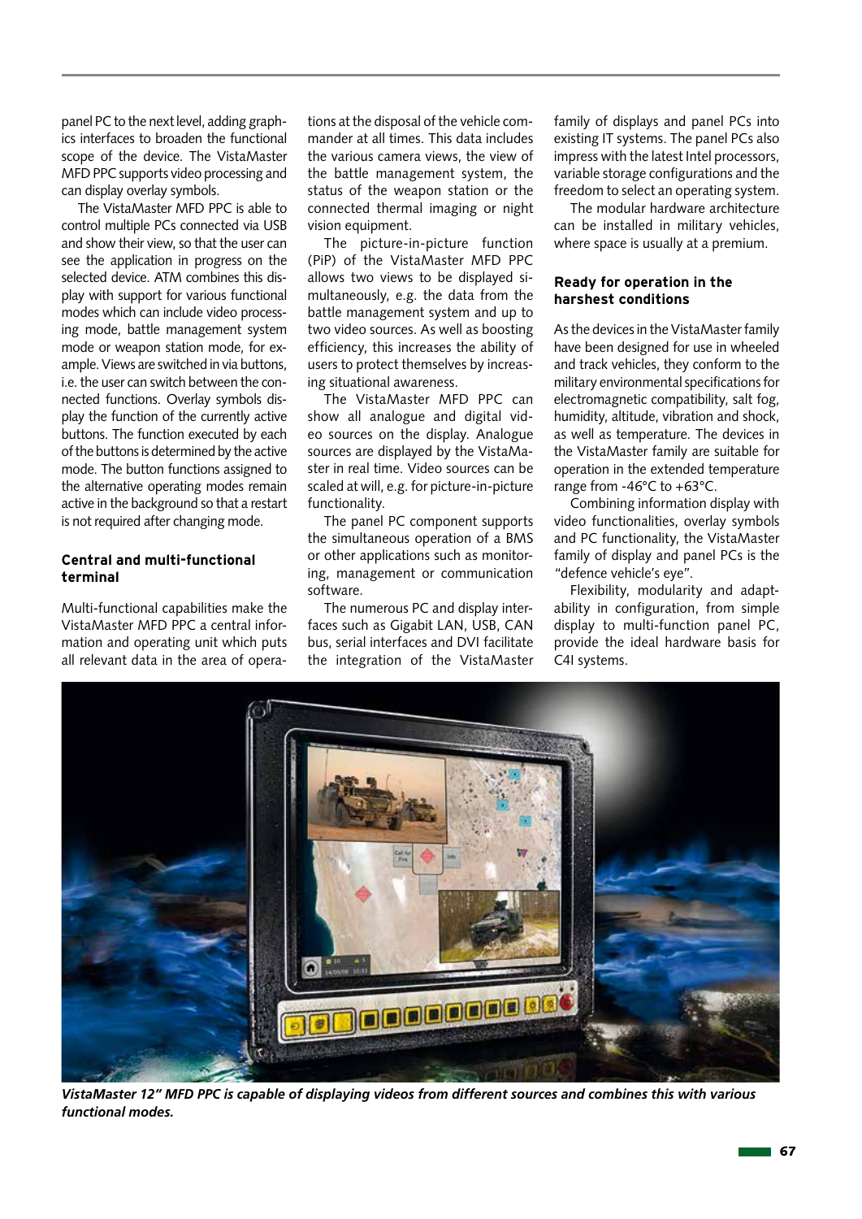panel PC to the next level, adding graphics interfaces to broaden the functional scope of the device. The VistaMaster MFD PPC supports video processing and can display overlay symbols.

The VistaMaster MFD PPC is able to control multiple PCs connected via USB and show their view, so that the user can see the application in progress on the selected device. ATM combines this display with support for various functional modes which can include video processing mode, battle management system mode or weapon station mode, for example. Views are switched in via buttons, i.e. the user can switch between the connected functions. Overlay symbols display the function of the currently active buttons. The function executed by each of the buttons is determined by the active mode. The button functions assigned to the alternative operating modes remain active in the background so that a restart is not required after changing mode.

## Central and multi-functional terminal

Multi-functional capabilities make the VistaMaster MFD PPC a central information and operating unit which puts all relevant data in the area of operations at the disposal of the vehicle commander at all times. This data includes the various camera views, the view of the battle management system, the status of the weapon station or the connected thermal imaging or night vision equipment.

The picture-in-picture function (PiP) of the VistaMaster MFD PPC allows two views to be displayed simultaneously, e.g. the data from the battle management system and up to two video sources. As well as boosting efficiency, this increases the ability of users to protect themselves by increasing situational awareness.

The VistaMaster MFD PPC can show all analogue and digital video sources on the display. Analogue sources are displayed by the VistaMaster in real time. Video sources can be scaled at will, e.g. for picture-in-picture functionality.

The panel PC component supports the simultaneous operation of a BMS or other applications such as monitoring, management or communication software.

The numerous PC and display interfaces such as Gigabit LAN, USB, CAN bus, serial interfaces and DVI facilitate the integration of the VistaMaster family of displays and panel PCs into existing IT systems. The panel PCs also impress with the latest Intel processors, variable storage configurations and the freedom to select an operating system.

The modular hardware architecture can be installed in military vehicles, where space is usually at a premium.

## Ready for operation in the harshest conditions

As the devices in the VistaMaster family have been designed for use in wheeled and track vehicles, they conform to the military environmental specifications for electromagnetic compatibility, salt fog, humidity, altitude, vibration and shock, as well as temperature. The devices in the VistaMaster family are suitable for operation in the extended temperature range from -46°C to +63°C.

Combining information display with video functionalities, overlay symbols and PC functionality, the VistaMaster family of display and panel PCs is the "defence vehicle's eye".

Flexibility, modularity and adaptability in configuration, from simple display to multi-function panel PC, provide the ideal hardware basis for C4I systems.

*VistaMaster 12" MFD PPC is capable of displaying videos from different sources and combines this with various functional modes.*